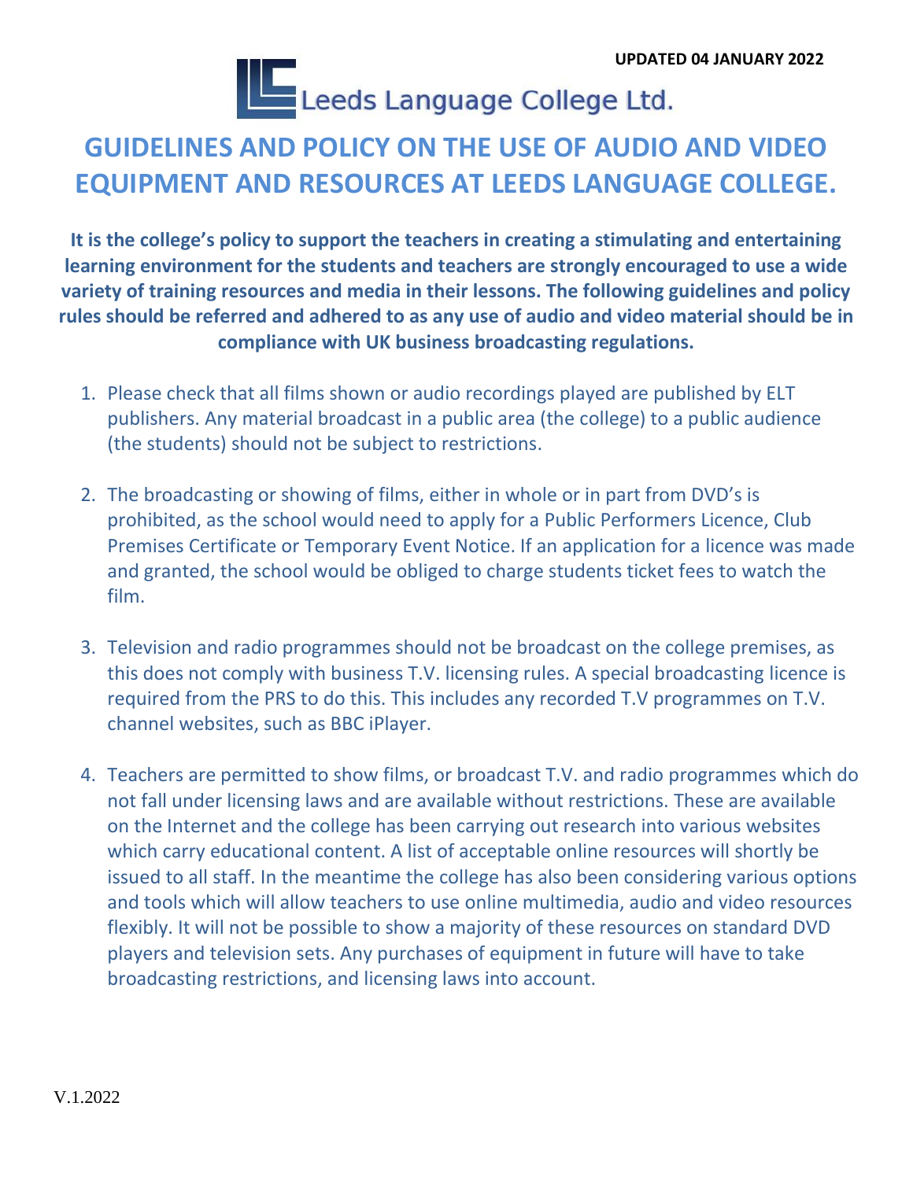UPDATED 04 JANUARY 2022

Leeds Language College Ltd.

# GUIDELINES AND POLICY ON THE USE OF AUDIO AND VIDEO EQUIPMENT AND RESOURCES AT LEEDS LANGUAGE COLLEGE.

**It is the college's policy to support the teachers in creating a stimulating and entertaining learning environment for the students and teachers are strongly encouraged to use a wide variety of training resources and media in their lessons. The following guidelines and policy rules should be referred and adhered to as any use of audio and video material should be in compliance with UK business broadcasting regulations.**

1. Please check that all films shown or audio recordings played are published by ELT publishers. Any material broadcast in a public area (the college) to a public audience (the students) should not be subject to restrictions.

2. The broadcasting or showing of films, either in whole or in part from DVD's is prohibited, as the school would need to apply for a Public Performers Licence, Club Premises Certificate or Temporary Event Notice. If an application for a licence was made and granted, the school would be obliged to charge students ticket fees to watch the film.

3. Television and radio programmes should not be broadcast on the college premises, as this does not comply with business T.V. licensing rules. A special broadcasting licence is required from the PRS to do this. This includes any recorded T.V programmes on T.V. channel websites, such as BBC iPlayer.

4. Teachers are permitted to show films, or broadcast T.V. and radio programmes which do not fall under licensing laws and are available without restrictions. These are available on the Internet and the college has been carrying out research into various websites which carry educational content. A list of acceptable online resources will shortly be issued to all staff. In the meantime the college has also been considering various options and tools which will allow teachers to use online multimedia, audio and video resources flexibly. It will not be possible to show a majority of these resources on standard DVD players and television sets. Any purchases of equipment in future will have to take broadcasting restrictions, and licensing laws into account.

V.1.2022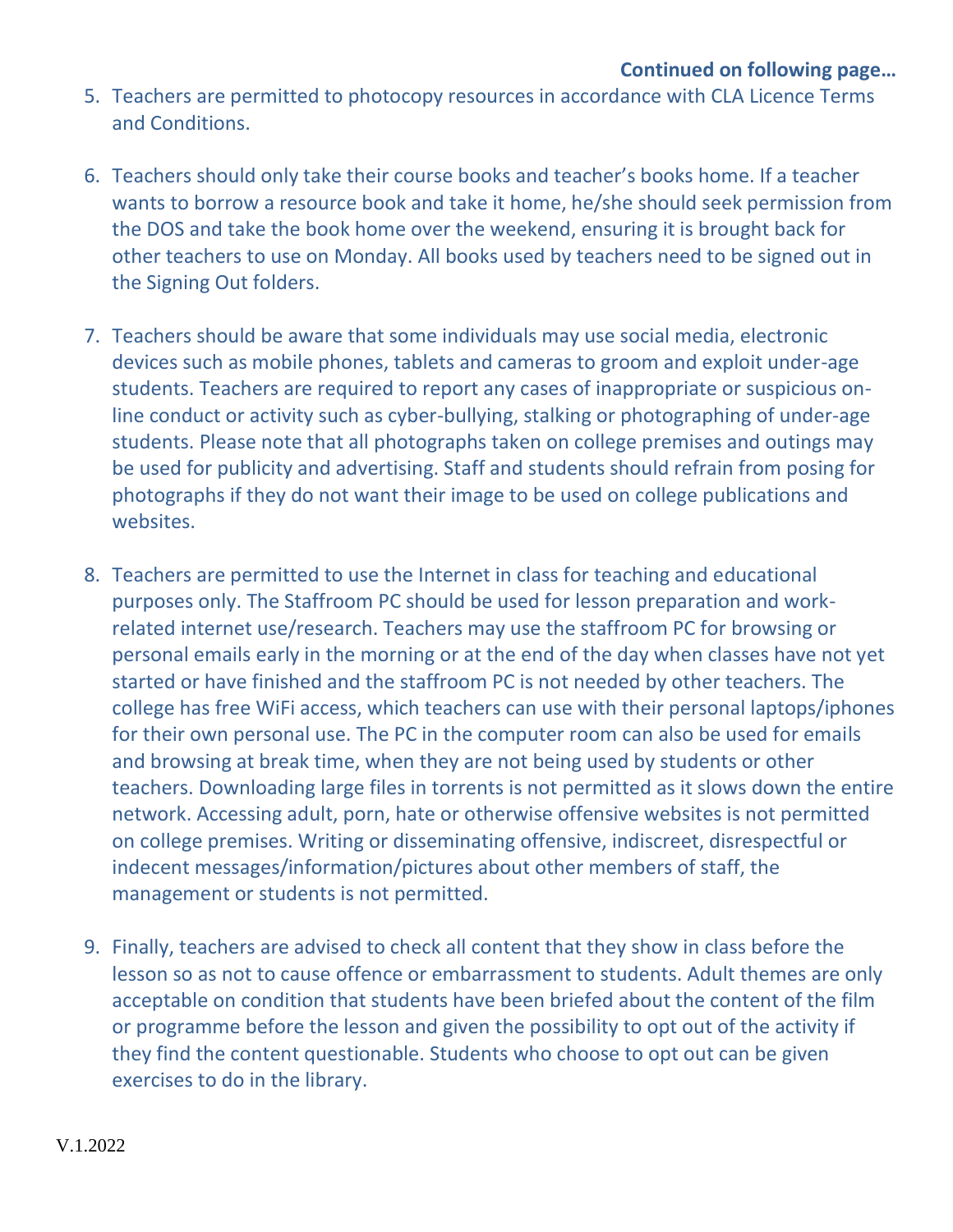**Continued on following page…**

5. Teachers are permitted to photocopy resources in accordance with CLA Licence Terms and Conditions.

6. Teachers should only take their course books and teacher's books home. If a teacher wants to borrow a resource book and take it home, he/she should seek permission from the DOS and take the book home over the weekend, ensuring it is brought back for other teachers to use on Monday. All books used by teachers need to be signed out in the Signing Out folders.

7. Teachers should be aware that some individuals may use social media, electronic devices such as mobile phones, tablets and cameras to groom and exploit under-age students. Teachers are required to report any cases of inappropriate or suspicious on-line conduct or activity such as cyber-bullying, stalking or photographing of under-age students. Please note that all photographs taken on college premises and outings may be used for publicity and advertising. Staff and students should refrain from posing for photographs if they do not want their image to be used on college publications and websites.

8. Teachers are permitted to use the Internet in class for teaching and educational purposes only. The Staffroom PC should be used for lesson preparation and work-related internet use/research. Teachers may use the staffroom PC for browsing or personal emails early in the morning or at the end of the day when classes have not yet started or have finished and the staffroom PC is not needed by other teachers. The college has free WiFi access, which teachers can use with their personal laptops/iphones for their own personal use. The PC in the computer room can also be used for emails and browsing at break time, when they are not being used by students or other teachers. Downloading large files in torrents is not permitted as it slows down the entire network. Accessing adult, porn, hate or otherwise offensive websites is not permitted on college premises. Writing or disseminating offensive, indiscreet, disrespectful or indecent messages/information/pictures about other members of staff, the management or students is not permitted.

9. Finally, teachers are advised to check all content that they show in class before the lesson so as not to cause offence or embarrassment to students. Adult themes are only acceptable on condition that students have been briefed about the content of the film or programme before the lesson and given the possibility to opt out of the activity if they find the content questionable. Students who choose to opt out can be given exercises to do in the library.

V.1.2022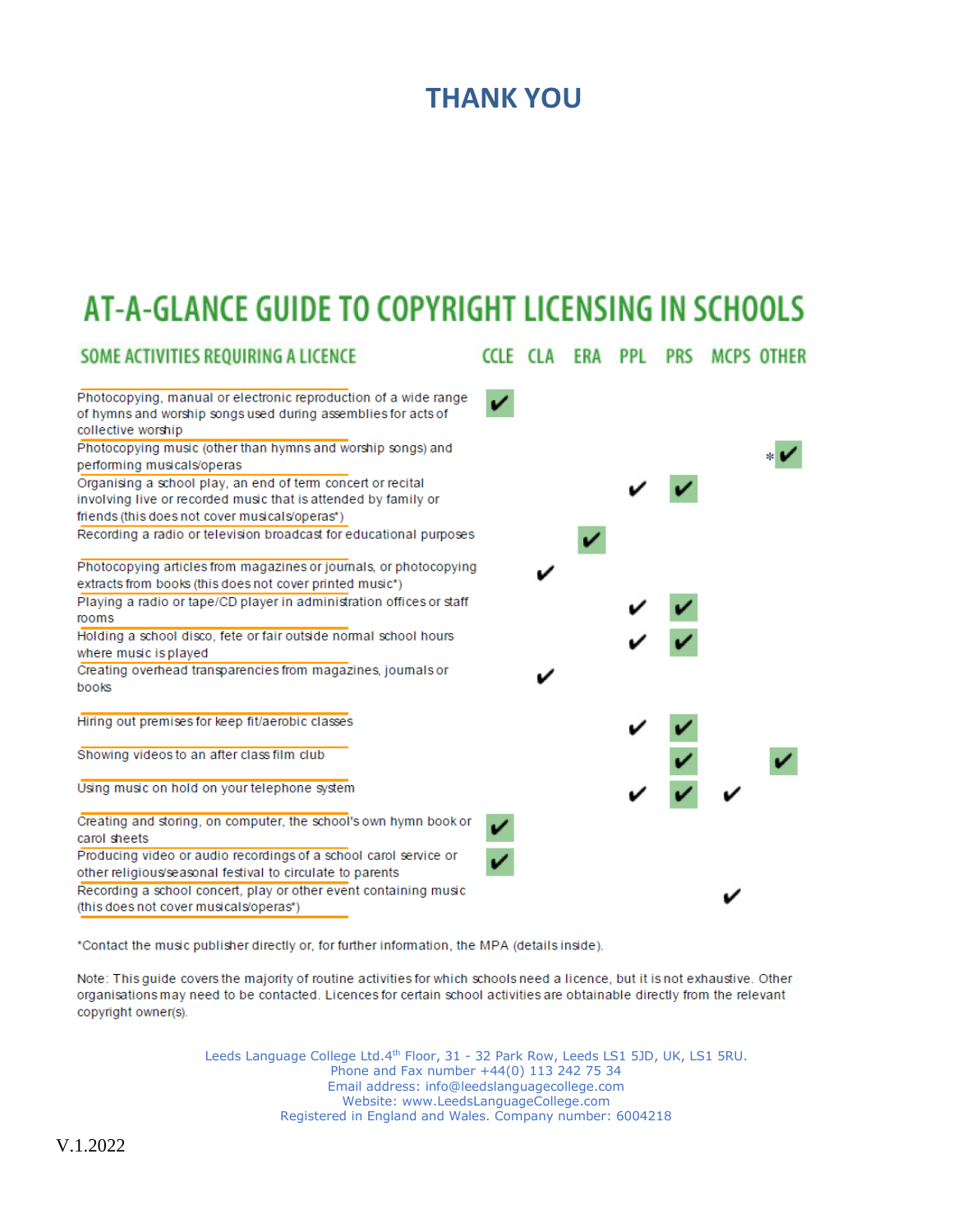# THANK YOU

## AT-A-GLANCE GUIDE TO COPYRIGHT LICENSING IN SCHOOLS

| SOME ACTIVITIES REQUIRING A LICENCE | CCLE | CLA | ERA | PPL | PRS | MCPS | OTHER |
| --- | --- | --- | --- | --- | --- | --- | --- |
| Photocopying, manual or electronic reproduction of a wide range of hymns and worship songs used during assemblies for acts of collective worship | ✔ | | | | | | |
| Photocopying music (other than hymns and worship songs) and performing musicals/operas | | | | | | | *✔ |
| Organising a school play, an end of term concert or recital involving live or recorded music that is attended by family or friends (this does not cover musicals/operas*) | | | | ✔ | ✔ | | |
| Recording a radio or television broadcast for educational purposes | | | ✔ | | | | |
| Photocopying articles from magazines or journals, or photocopying extracts from books (this does not cover printed music*) | | ✔ | | | | | |
| Playing a radio or tape/CD player in administration offices or staff rooms | | | | ✔ | ✔ | | |
| Holding a school disco, fete or fair outside normal school hours where music is played | | | | ✔ | ✔ | | |
| Creating overhead transparencies from magazines, journals or books | | ✔ | | | | | |
| Hiring out premises for keep fit/aerobic classes | | | | ✔ | ✔ | | |
| Showing videos to an after class film club | | | | | ✔ | | ✔ |
| Using music on hold on your telephone system | | | | ✔ | ✔ | ✔ | |
| Creating and storing, on computer, the school's own hymn book or carol sheets | ✔ | | | | | | |
| Producing video or audio recordings of a school carol service or other religious/seasonal festival to circulate to parents | ✔ | | | | | | |
| Recording a school concert, play or other event containing music (this does not cover musicals/operas*) | | | | | | ✔ | |

*Contact the music publisher directly or, for further information, the MPA (details inside).

Note: This guide covers the majority of routine activities for which schools need a licence, but it is not exhaustive. Other organisations may need to be contacted. Licences for certain school activities are obtainable directly from the relevant copyright owner(s).

Leeds Language College Ltd.4th Floor, 31 - 32 Park Row, Leeds LS1 5JD, UK, LS1 5RU.
Phone and Fax number +44(0) 113 242 75 34
Email address: info@leedslanguagecollege.com
Website: www.LeedsLanguageCollege.com
Registered in England and Wales. Company number: 6004218